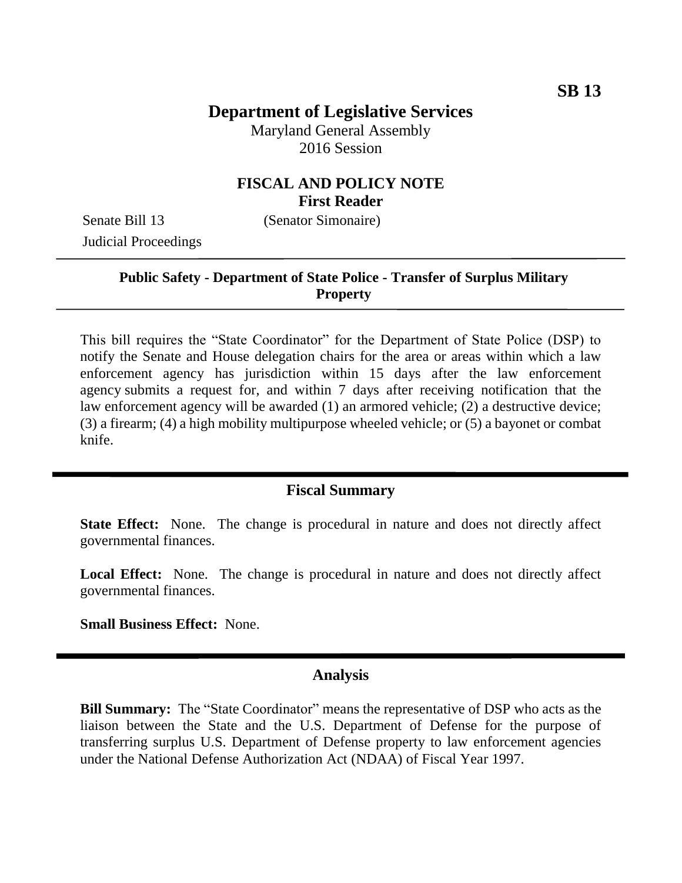**SB 13**

# Department of Legislative Services

Maryland General Assembly
2016 Session

## FISCAL AND POLICY NOTE
**First Reader**

Senate Bill 13 (Senator Simonaire)
Judicial Proceedings

---

**Public Safety - Department of State Police - Transfer of Surplus Military Property**

---

This bill requires the "State Coordinator" for the Department of State Police (DSP) to notify the Senate and House delegation chairs for the area or areas within which a law enforcement agency has jurisdiction within 15 days after the law enforcement agency submits a request for, and within 7 days after receiving notification that the law enforcement agency will be awarded (1) an armored vehicle; (2) a destructive device; (3) a firearm; (4) a high mobility multipurpose wheeled vehicle; or (5) a bayonet or combat knife.

---

## Fiscal Summary

**State Effect:** None. The change is procedural in nature and does not directly affect governmental finances.

**Local Effect:** None. The change is procedural in nature and does not directly affect governmental finances.

**Small Business Effect:** None.

---

## Analysis

**Bill Summary:** The "State Coordinator" means the representative of DSP who acts as the liaison between the State and the U.S. Department of Defense for the purpose of transferring surplus U.S. Department of Defense property to law enforcement agencies under the National Defense Authorization Act (NDAA) of Fiscal Year 1997.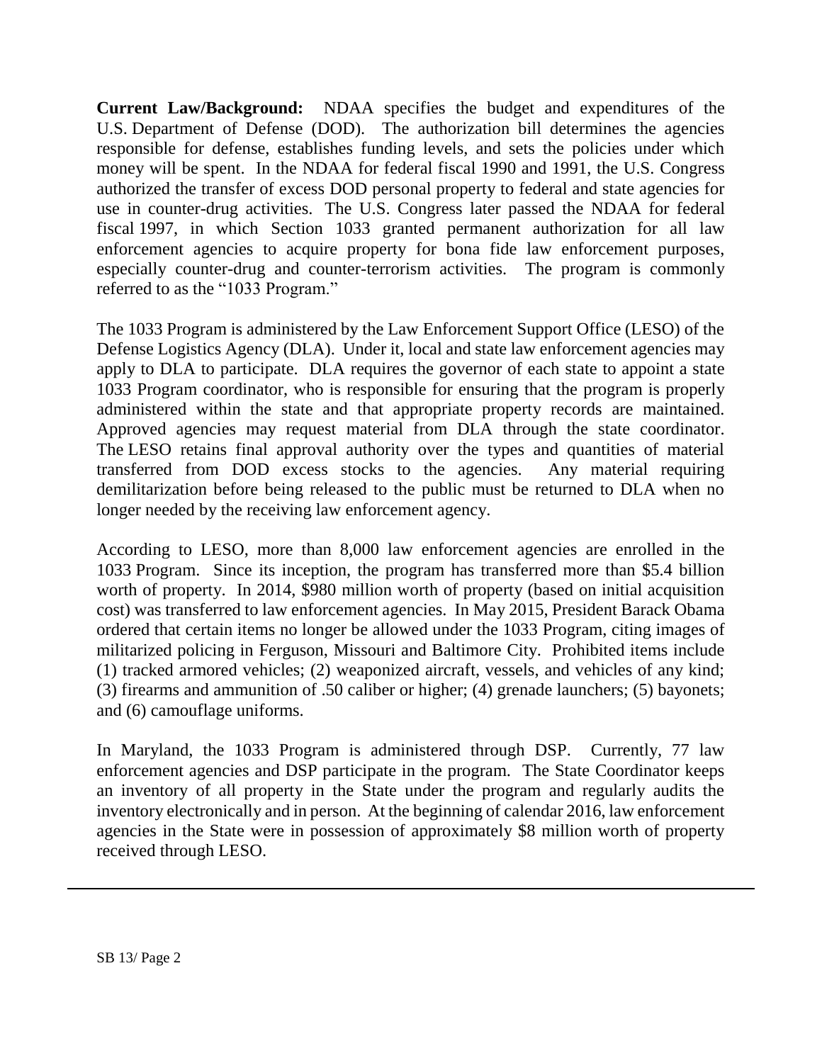**Current Law/Background:** NDAA specifies the budget and expenditures of the U.S. Department of Defense (DOD). The authorization bill determines the agencies responsible for defense, establishes funding levels, and sets the policies under which money will be spent. In the NDAA for federal fiscal 1990 and 1991, the U.S. Congress authorized the transfer of excess DOD personal property to federal and state agencies for use in counter-drug activities. The U.S. Congress later passed the NDAA for federal fiscal 1997, in which Section 1033 granted permanent authorization for all law enforcement agencies to acquire property for bona fide law enforcement purposes, especially counter-drug and counter-terrorism activities. The program is commonly referred to as the "1033 Program."

The 1033 Program is administered by the Law Enforcement Support Office (LESO) of the Defense Logistics Agency (DLA). Under it, local and state law enforcement agencies may apply to DLA to participate. DLA requires the governor of each state to appoint a state 1033 Program coordinator, who is responsible for ensuring that the program is properly administered within the state and that appropriate property records are maintained. Approved agencies may request material from DLA through the state coordinator. The LESO retains final approval authority over the types and quantities of material transferred from DOD excess stocks to the agencies. Any material requiring demilitarization before being released to the public must be returned to DLA when no longer needed by the receiving law enforcement agency.

According to LESO, more than 8,000 law enforcement agencies are enrolled in the 1033 Program. Since its inception, the program has transferred more than $5.4 billion worth of property. In 2014, $980 million worth of property (based on initial acquisition cost) was transferred to law enforcement agencies. In May 2015, President Barack Obama ordered that certain items no longer be allowed under the 1033 Program, citing images of militarized policing in Ferguson, Missouri and Baltimore City. Prohibited items include (1) tracked armored vehicles; (2) weaponized aircraft, vessels, and vehicles of any kind; (3) firearms and ammunition of .50 caliber or higher; (4) grenade launchers; (5) bayonets; and (6) camouflage uniforms.

In Maryland, the 1033 Program is administered through DSP. Currently, 77 law enforcement agencies and DSP participate in the program. The State Coordinator keeps an inventory of all property in the State under the program and regularly audits the inventory electronically and in person. At the beginning of calendar 2016, law enforcement agencies in the State were in possession of approximately $8 million worth of property received through LESO.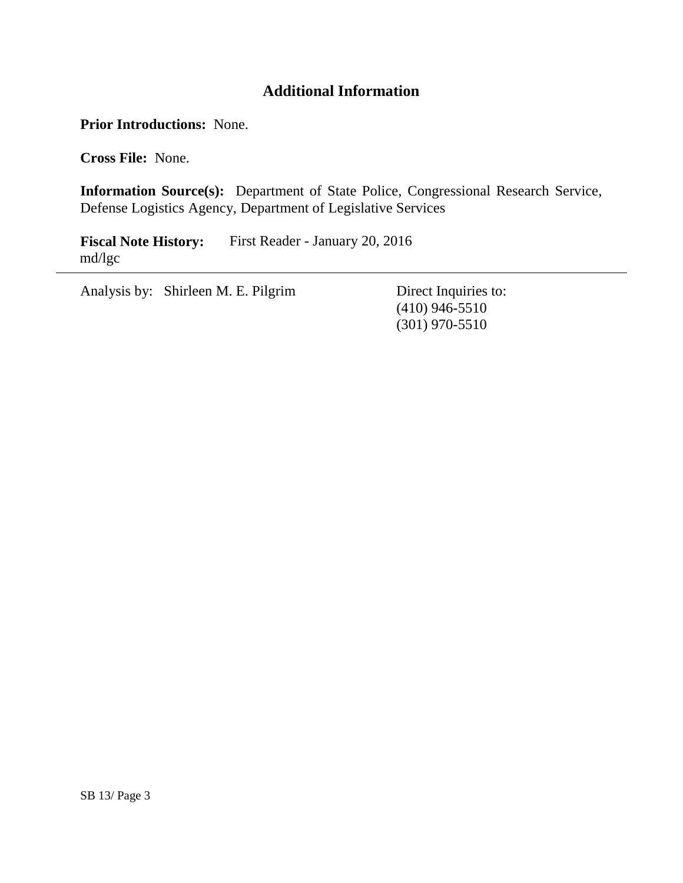## Additional Information

**Prior Introductions:** None.

**Cross File:** None.

**Information Source(s):** Department of State Police, Congressional Research Service, Defense Logistics Agency, Department of Legislative Services

**Fiscal Note History:** First Reader - January 20, 2016
md/lgc

---

Analysis by: Shirleen M. E. Pilgrim

Direct Inquiries to:
(410) 946-5510
(301) 970-5510